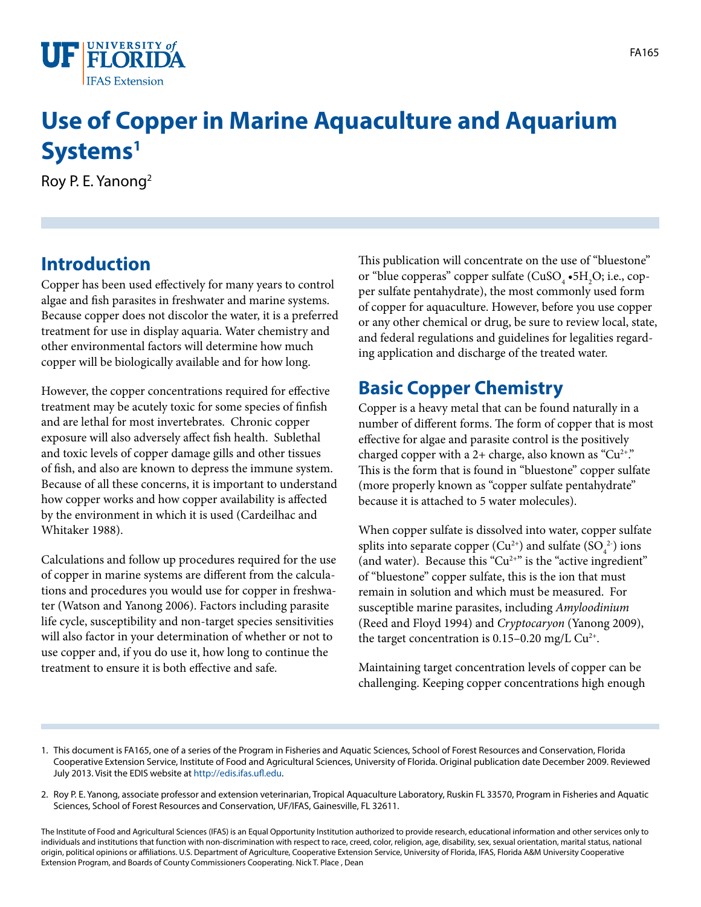# Use of Copper in Marine Aquaculture and Aquarium Systems[1]

Roy P. E. Yanong[2]

## Introduction

Copper has been used effectively for many years to control algae and fish parasites in freshwater and marine systems. Because copper does not discolor the water, it is a preferred treatment for use in display aquaria. Water chemistry and other environmental factors will determine how much copper will be biologically available and for how long.

However, the copper concentrations required for effective treatment may be acutely toxic for some species of finfish and are lethal for most invertebrates. Chronic copper exposure will also adversely affect fish health. Sublethal and toxic levels of copper damage gills and other tissues of fish, and also are known to depress the immune system. Because of all these concerns, it is important to understand how copper works and how copper availability is affected by the environment in which it is used (Cardeilhac and Whitaker 1988).

Calculations and follow up procedures required for the use of copper in marine systems are different from the calculations and procedures you would use for copper in freshwater (Watson and Yanong 2006). Factors including parasite life cycle, susceptibility and non-target species sensitivities will also factor in your determination of whether or not to use copper and, if you do use it, how long to continue the treatment to ensure it is both effective and safe.

This publication will concentrate on the use of "bluestone" or "blue copperas" copper sulfate ($CuSO_4 \bullet 5H_2O$; i.e., copper sulfate pentahydrate), the most commonly used form of copper for aquaculture. However, before you use copper or any other chemical or drug, be sure to review local, state, and federal regulations and guidelines for legalities regarding application and discharge of the treated water.

## Basic Copper Chemistry

Copper is a heavy metal that can be found naturally in a number of different forms. The form of copper that is most effective for algae and parasite control is the positively charged copper with a 2+ charge, also known as "$Cu^{2+}$." This is the form that is found in "bluestone" copper sulfate (more properly known as "copper sulfate pentahydrate" because it is attached to 5 water molecules).

When copper sulfate is dissolved into water, copper sulfate splits into separate copper ($Cu^{2+}$) and sulfate ($SO_4^{2-}$) ions (and water). Because this "$Cu^{2+}$" is the "active ingredient" of "bluestone" copper sulfate, this is the ion that must remain in solution and which must be measured. For susceptible marine parasites, including *Amyloodinium* (Reed and Floyd 1994) and *Cryptocaryon* (Yanong 2009), the target concentration is 0.15–0.20 mg/L $Cu^{2+}$.

Maintaining target concentration levels of copper can be challenging. Keeping copper concentrations high enough

1. This document is FA165, one of a series of the Program in Fisheries and Aquatic Sciences, School of Forest Resources and Conservation, Florida Cooperative Extension Service, Institute of Food and Agricultural Sciences, University of Florida. Original publication date December 2009. Reviewed July 2013. Visit the EDIS website at http://edis.ifas.ufl.edu.

2. Roy P. E. Yanong, associate professor and extension veterinarian, Tropical Aquaculture Laboratory, Ruskin FL 33570, Program in Fisheries and Aquatic Sciences, School of Forest Resources and Conservation, UF/IFAS, Gainesville, FL 32611.

The Institute of Food and Agricultural Sciences (IFAS) is an Equal Opportunity Institution authorized to provide research, educational information and other services only to individuals and institutions that function with non-discrimination with respect to race, creed, color, religion, age, disability, sex, sexual orientation, marital status, national origin, political opinions or affiliations. U.S. Department of Agriculture, Cooperative Extension Service, University of Florida, IFAS, Florida A&M University Cooperative Extension Program, and Boards of County Commissioners Cooperating. Nick T. Place , Dean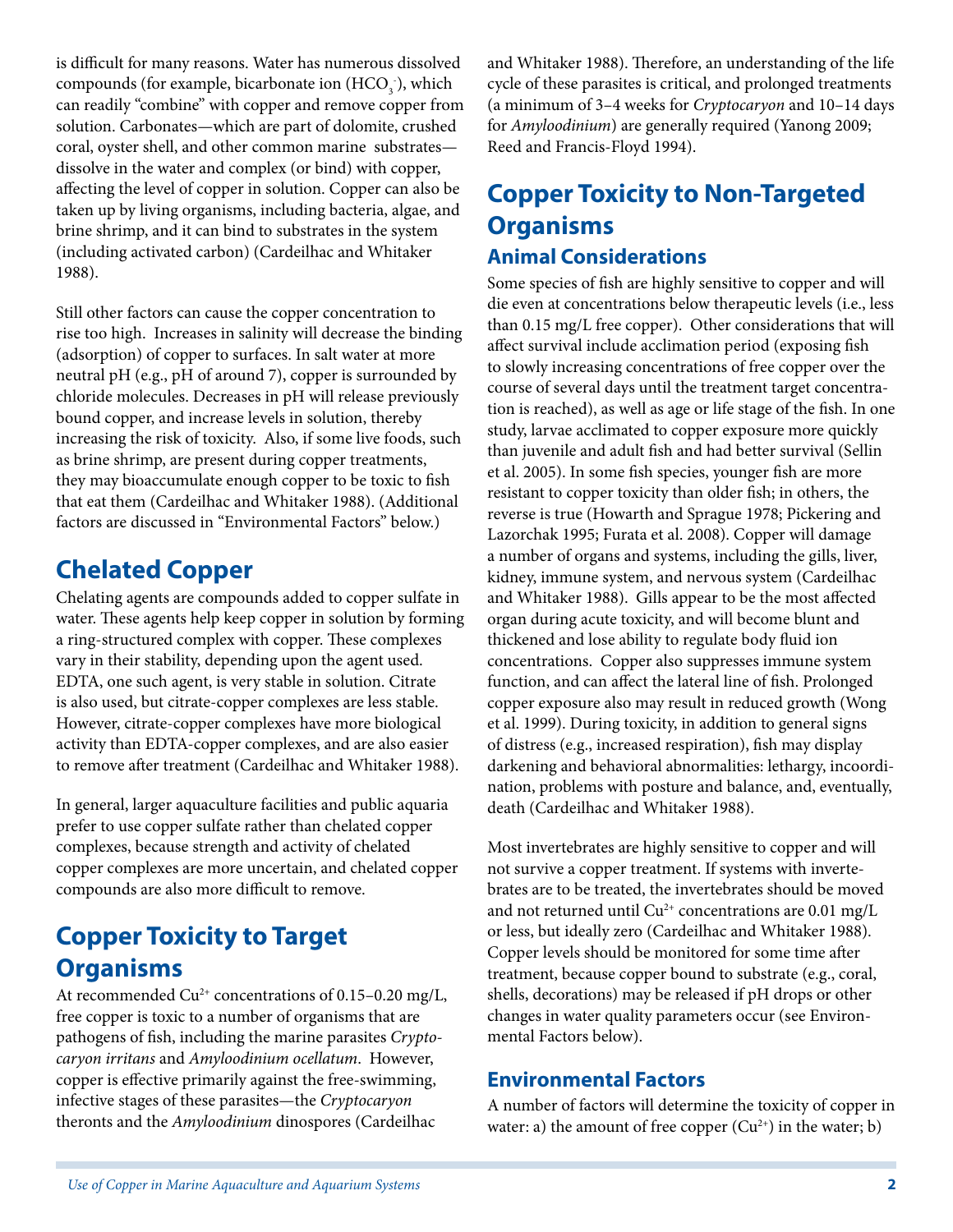is difficult for many reasons. Water has numerous dissolved compounds (for example, bicarbonate ion ($HCO_3^-$), which can readily "combine" with copper and remove copper from solution. Carbonates—which are part of dolomite, crushed coral, oyster shell, and other common marine substrates—dissolve in the water and complex (or bind) with copper, affecting the level of copper in solution. Copper can also be taken up by living organisms, including bacteria, algae, and brine shrimp, and it can bind to substrates in the system (including activated carbon) (Cardeilhac and Whitaker 1988).

Still other factors can cause the copper concentration to rise too high. Increases in salinity will decrease the binding (adsorption) of copper to surfaces. In salt water at more neutral pH (e.g., pH of around 7), copper is surrounded by chloride molecules. Decreases in pH will release previously bound copper, and increase levels in solution, thereby increasing the risk of toxicity. Also, if some live foods, such as brine shrimp, are present during copper treatments, they may bioaccumulate enough copper to be toxic to fish that eat them (Cardeilhac and Whitaker 1988). (Additional factors are discussed in "Environmental Factors" below.)

## Chelated Copper

Chelating agents are compounds added to copper sulfate in water. These agents help keep copper in solution by forming a ring-structured complex with copper. These complexes vary in their stability, depending upon the agent used. EDTA, one such agent, is very stable in solution. Citrate is also used, but citrate-copper complexes are less stable. However, citrate-copper complexes have more biological activity than EDTA-copper complexes, and are also easier to remove after treatment (Cardeilhac and Whitaker 1988).

In general, larger aquaculture facilities and public aquaria prefer to use copper sulfate rather than chelated copper complexes, because strength and activity of chelated copper complexes are more uncertain, and chelated copper compounds are also more difficult to remove.

## Copper Toxicity to Target Organisms

At recommended $Cu^{2+}$ concentrations of 0.15–0.20 mg/L, free copper is toxic to a number of organisms that are pathogens of fish, including the marine parasites *Cryptocaryon irritans* and *Amyloodinium ocellatum*. However, copper is effective primarily against the free-swimming, infective stages of these parasites—the *Cryptocaryon* theronts and the *Amyloodinium* dinospores (Cardeilhac and Whitaker 1988). Therefore, an understanding of the life cycle of these parasites is critical, and prolonged treatments (a minimum of 3–4 weeks for *Cryptocaryon* and 10–14 days for *Amyloodinium*) are generally required (Yanong 2009; Reed and Francis-Floyd 1994).

## Copper Toxicity to Non-Targeted Organisms

### Animal Considerations

Some species of fish are highly sensitive to copper and will die even at concentrations below therapeutic levels (i.e., less than 0.15 mg/L free copper). Other considerations that will affect survival include acclimation period (exposing fish to slowly increasing concentrations of free copper over the course of several days until the treatment target concentration is reached), as well as age or life stage of the fish. In one study, larvae acclimated to copper exposure more quickly than juvenile and adult fish and had better survival (Sellin et al. 2005). In some fish species, younger fish are more resistant to copper toxicity than older fish; in others, the reverse is true (Howarth and Sprague 1978; Pickering and Lazorchak 1995; Furata et al. 2008). Copper will damage a number of organs and systems, including the gills, liver, kidney, immune system, and nervous system (Cardeilhac and Whitaker 1988). Gills appear to be the most affected organ during acute toxicity, and will become blunt and thickened and lose ability to regulate body fluid ion concentrations. Copper also suppresses immune system function, and can affect the lateral line of fish. Prolonged copper exposure also may result in reduced growth (Wong et al. 1999). During toxicity, in addition to general signs of distress (e.g., increased respiration), fish may display darkening and behavioral abnormalities: lethargy, incoordination, problems with posture and balance, and, eventually, death (Cardeilhac and Whitaker 1988).

Most invertebrates are highly sensitive to copper and will not survive a copper treatment. If systems with invertebrates are to be treated, the invertebrates should be moved and not returned until $Cu^{2+}$ concentrations are 0.01 mg/L or less, but ideally zero (Cardeilhac and Whitaker 1988). Copper levels should be monitored for some time after treatment, because copper bound to substrate (e.g., coral, shells, decorations) may be released if pH drops or other changes in water quality parameters occur (see Environmental Factors below).

### Environmental Factors

A number of factors will determine the toxicity of copper in water: a) the amount of free copper ($Cu^{2+}$) in the water; b)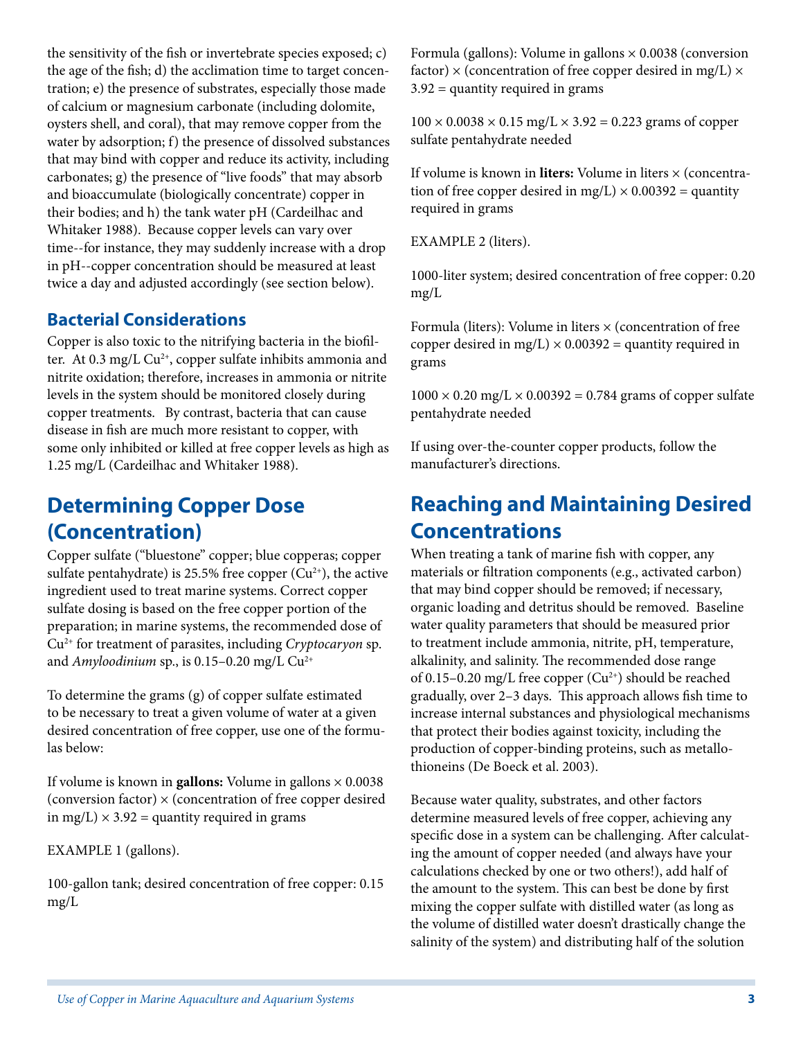the sensitivity of the fish or invertebrate species exposed; c) the age of the fish; d) the acclimation time to target concentration; e) the presence of substrates, especially those made of calcium or magnesium carbonate (including dolomite, oysters shell, and coral), that may remove copper from the water by adsorption; f) the presence of dissolved substances that may bind with copper and reduce its activity, including carbonates; g) the presence of "live foods" that may absorb and bioaccumulate (biologically concentrate) copper in their bodies; and h) the tank water pH (Cardeilhac and Whitaker 1988). Because copper levels can vary over time--for instance, they may suddenly increase with a drop in pH--copper concentration should be measured at least twice a day and adjusted accordingly (see section below).

### Bacterial Considerations

Copper is also toxic to the nitrifying bacteria in the biofilter. At 0.3 mg/L $Cu^{2+}$, copper sulfate inhibits ammonia and nitrite oxidation; therefore, increases in ammonia or nitrite levels in the system should be monitored closely during copper treatments. By contrast, bacteria that can cause disease in fish are much more resistant to copper, with some only inhibited or killed at free copper levels as high as 1.25 mg/L (Cardeilhac and Whitaker 1988).

## Determining Copper Dose (Concentration)

Copper sulfate ("bluestone" copper; blue copperas; copper sulfate pentahydrate) is 25.5% free copper ($Cu^{2+}$), the active ingredient used to treat marine systems. Correct copper sulfate dosing is based on the free copper portion of the preparation; in marine systems, the recommended dose of $Cu^{2+}$ for treatment of parasites, including *Cryptocaryon* sp. and *Amyloodinium* sp., is 0.15–0.20 mg/L $Cu^{2+}$

To determine the grams (g) of copper sulfate estimated to be necessary to treat a given volume of water at a given desired concentration of free copper, use one of the formulas below:

If volume is known in **gallons:** Volume in gallons × 0.0038 (conversion factor) × (concentration of free copper desired in mg/L) × 3.92 = quantity required in grams

EXAMPLE 1 (gallons).

100-gallon tank; desired concentration of free copper: 0.15 mg/L

Formula (gallons): Volume in gallons × 0.0038 (conversion factor) × (concentration of free copper desired in mg/L) × 3.92 = quantity required in grams

100 × 0.0038 × 0.15 mg/L × 3.92 = 0.223 grams of copper sulfate pentahydrate needed

If volume is known in **liters:** Volume in liters × (concentration of free copper desired in mg/L) × 0.00392 = quantity required in grams

EXAMPLE 2 (liters).

1000-liter system; desired concentration of free copper: 0.20 mg/L

Formula (liters): Volume in liters × (concentration of free copper desired in mg/L) × 0.00392 = quantity required in grams

1000 × 0.20 mg/L × 0.00392 = 0.784 grams of copper sulfate pentahydrate needed

If using over-the-counter copper products, follow the manufacturer's directions.

## Reaching and Maintaining Desired Concentrations

When treating a tank of marine fish with copper, any materials or filtration components (e.g., activated carbon) that may bind copper should be removed; if necessary, organic loading and detritus should be removed. Baseline water quality parameters that should be measured prior to treatment include ammonia, nitrite, pH, temperature, alkalinity, and salinity. The recommended dose range of 0.15–0.20 mg/L free copper ($Cu^{2+}$) should be reached gradually, over 2–3 days. This approach allows fish time to increase internal substances and physiological mechanisms that protect their bodies against toxicity, including the production of copper-binding proteins, such as metallothioneins (De Boeck et al. 2003).

Because water quality, substrates, and other factors determine measured levels of free copper, achieving any specific dose in a system can be challenging. After calculating the amount of copper needed (and always have your calculations checked by one or two others!), add half of the amount to the system. This can best be done by first mixing the copper sulfate with distilled water (as long as the volume of distilled water doesn't drastically change the salinity of the system) and distributing half of the solution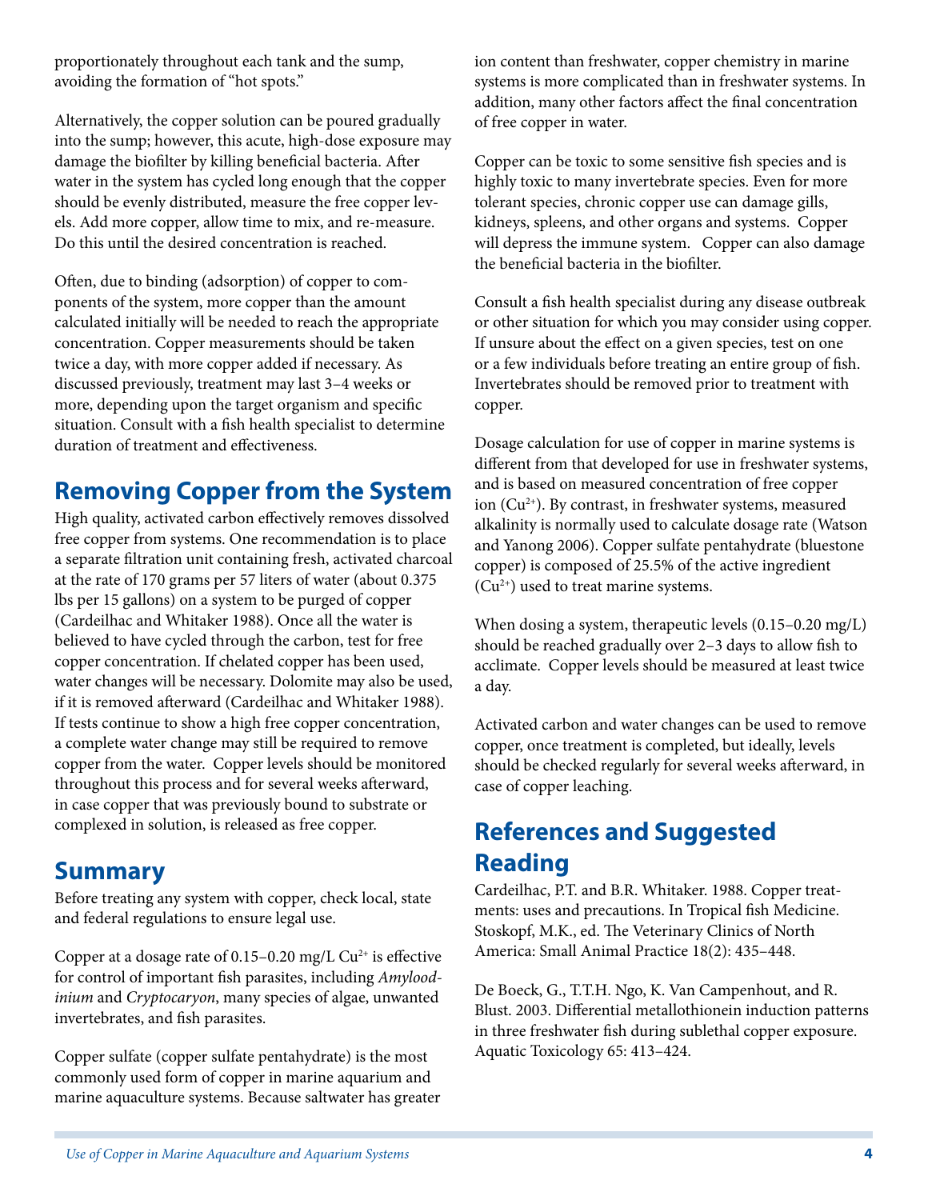proportionately throughout each tank and the sump, avoiding the formation of "hot spots."

Alternatively, the copper solution can be poured gradually into the sump; however, this acute, high-dose exposure may damage the biofilter by killing beneficial bacteria. After water in the system has cycled long enough that the copper should be evenly distributed, measure the free copper levels. Add more copper, allow time to mix, and re-measure. Do this until the desired concentration is reached.

Often, due to binding (adsorption) of copper to components of the system, more copper than the amount calculated initially will be needed to reach the appropriate concentration. Copper measurements should be taken twice a day, with more copper added if necessary. As discussed previously, treatment may last 3–4 weeks or more, depending upon the target organism and specific situation. Consult with a fish health specialist to determine duration of treatment and effectiveness.

## Removing Copper from the System

High quality, activated carbon effectively removes dissolved free copper from systems. One recommendation is to place a separate filtration unit containing fresh, activated charcoal at the rate of 170 grams per 57 liters of water (about 0.375 lbs per 15 gallons) on a system to be purged of copper (Cardeilhac and Whitaker 1988). Once all the water is believed to have cycled through the carbon, test for free copper concentration. If chelated copper has been used, water changes will be necessary. Dolomite may also be used, if it is removed afterward (Cardeilhac and Whitaker 1988). If tests continue to show a high free copper concentration, a complete water change may still be required to remove copper from the water. Copper levels should be monitored throughout this process and for several weeks afterward, in case copper that was previously bound to substrate or complexed in solution, is released as free copper.

## Summary

Before treating any system with copper, check local, state and federal regulations to ensure legal use.

Copper at a dosage rate of 0.15–0.20 mg/L $Cu^{2+}$ is effective for control of important fish parasites, including *Amyloodinium* and *Cryptocaryon*, many species of algae, unwanted invertebrates, and fish parasites.

Copper sulfate (copper sulfate pentahydrate) is the most commonly used form of copper in marine aquarium and marine aquaculture systems. Because saltwater has greater ion content than freshwater, copper chemistry in marine systems is more complicated than in freshwater systems. In addition, many other factors affect the final concentration of free copper in water.

Copper can be toxic to some sensitive fish species and is highly toxic to many invertebrate species. Even for more tolerant species, chronic copper use can damage gills, kidneys, spleens, and other organs and systems. Copper will depress the immune system. Copper can also damage the beneficial bacteria in the biofilter.

Consult a fish health specialist during any disease outbreak or other situation for which you may consider using copper. If unsure about the effect on a given species, test on one or a few individuals before treating an entire group of fish. Invertebrates should be removed prior to treatment with copper.

Dosage calculation for use of copper in marine systems is different from that developed for use in freshwater systems, and is based on measured concentration of free copper ion ($Cu^{2+}$). By contrast, in freshwater systems, measured alkalinity is normally used to calculate dosage rate (Watson and Yanong 2006). Copper sulfate pentahydrate (bluestone copper) is composed of 25.5% of the active ingredient ($Cu^{2+}$) used to treat marine systems.

When dosing a system, therapeutic levels (0.15–0.20 mg/L) should be reached gradually over 2–3 days to allow fish to acclimate. Copper levels should be measured at least twice a day.

Activated carbon and water changes can be used to remove copper, once treatment is completed, but ideally, levels should be checked regularly for several weeks afterward, in case of copper leaching.

## References and Suggested Reading

Cardeilhac, P.T. and B.R. Whitaker. 1988. Copper treatments: uses and precautions. In Tropical fish Medicine. Stoskopf, M.K., ed. The Veterinary Clinics of North America: Small Animal Practice 18(2): 435–448.

De Boeck, G., T.T.H. Ngo, K. Van Campenhout, and R. Blust. 2003. Differential metallothionein induction patterns in three freshwater fish during sublethal copper exposure. Aquatic Toxicology 65: 413–424.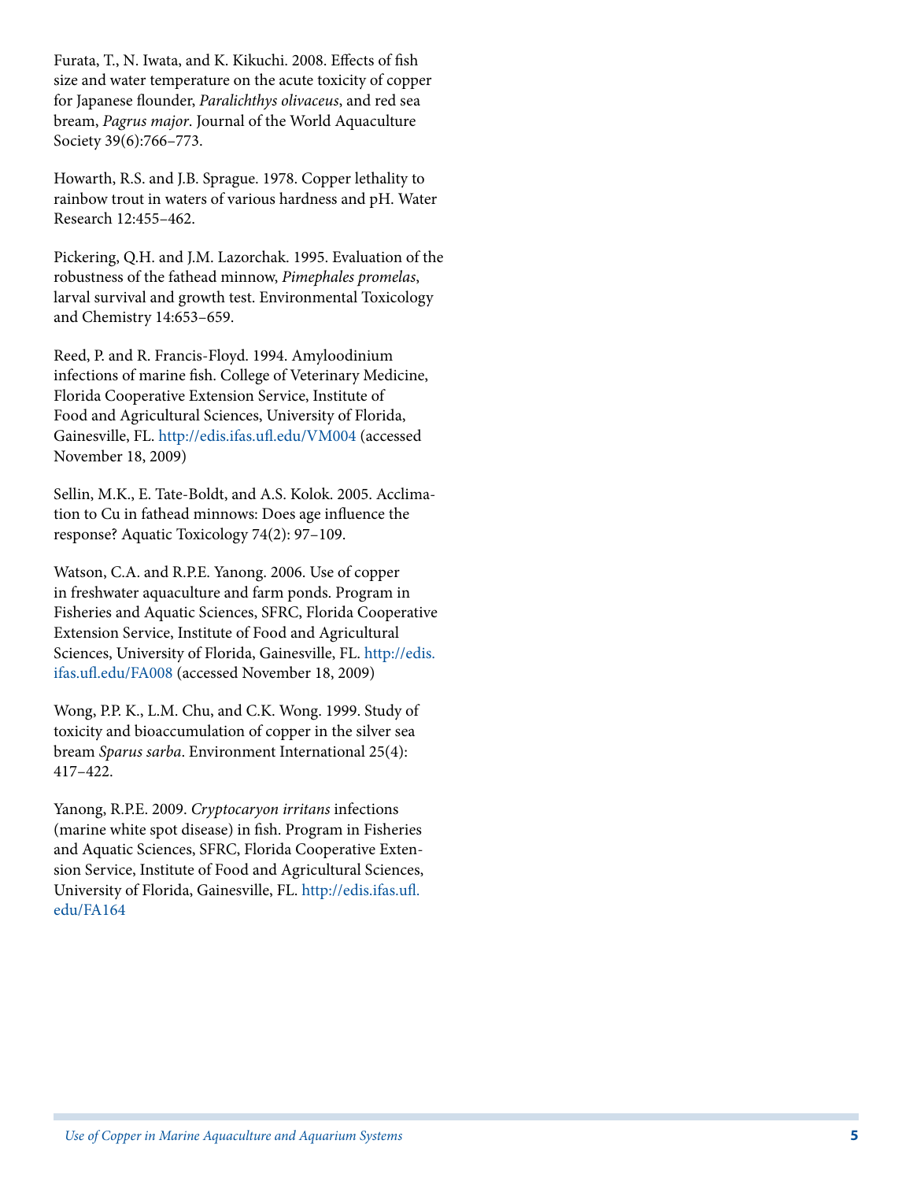Furata, T., N. Iwata, and K. Kikuchi. 2008. Effects of fish size and water temperature on the acute toxicity of copper for Japanese flounder, *Paralichthys olivaceus*, and red sea bream, *Pagrus major*. Journal of the World Aquaculture Society 39(6):766–773.

Howarth, R.S. and J.B. Sprague. 1978. Copper lethality to rainbow trout in waters of various hardness and pH. Water Research 12:455–462.

Pickering, Q.H. and J.M. Lazorchak. 1995. Evaluation of the robustness of the fathead minnow, *Pimephales promelas*, larval survival and growth test. Environmental Toxicology and Chemistry 14:653–659.

Reed, P. and R. Francis-Floyd. 1994. Amyloodinium infections of marine fish. College of Veterinary Medicine, Florida Cooperative Extension Service, Institute of Food and Agricultural Sciences, University of Florida, Gainesville, FL. http://edis.ifas.ufl.edu/VM004 (accessed November 18, 2009)

Sellin, M.K., E. Tate-Boldt, and A.S. Kolok. 2005. Acclimation to Cu in fathead minnows: Does age influence the response? Aquatic Toxicology 74(2): 97–109.

Watson, C.A. and R.P.E. Yanong. 2006. Use of copper in freshwater aquaculture and farm ponds. Program in Fisheries and Aquatic Sciences, SFRC, Florida Cooperative Extension Service, Institute of Food and Agricultural Sciences, University of Florida, Gainesville, FL. http://edis.ifas.ufl.edu/FA008 (accessed November 18, 2009)

Wong, P.P. K., L.M. Chu, and C.K. Wong. 1999. Study of toxicity and bioaccumulation of copper in the silver sea bream *Sparus sarba*. Environment International 25(4): 417–422.

Yanong, R.P.E. 2009. *Cryptocaryon irritans* infections (marine white spot disease) in fish. Program in Fisheries and Aquatic Sciences, SFRC, Florida Cooperative Extension Service, Institute of Food and Agricultural Sciences, University of Florida, Gainesville, FL. http://edis.ifas.ufl.edu/FA164